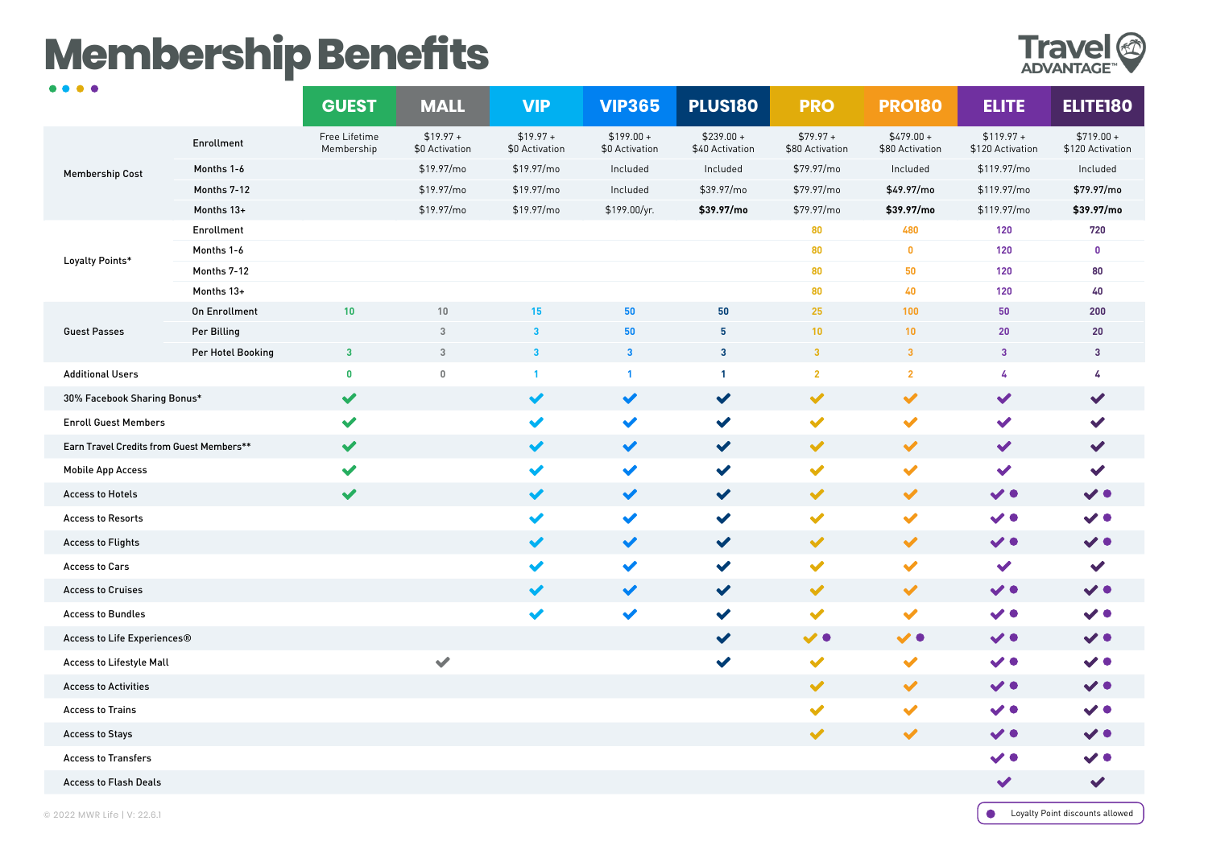# Membership Benefits

Travel ADVANTAGE™

| | | GUEST | MALL | VIP | VIP365 | PLUS180 | PRO | PRO180 | ELITE | ELITE180 |
|---|---|---|---|---|---|---|---|---|---|---|
| Membership Cost | Enrollment | Free Lifetime Membership | $19.97 + $0 Activation | $19.97 + $0 Activation | $199.00 + $0 Activation | $239.00 + $40 Activation | $79.97 + $80 Activation | $479.00 + $80 Activation | $119.97 + $120 Activation | $719.00 + $120 Activation |
| | Months 1-6 | | $19.97/mo | $19.97/mo | Included | Included | $79.97/mo | Included | $119.97/mo | Included |
| | Months 7-12 | | $19.97/mo | $19.97/mo | Included | $39.97/mo | $79.97/mo | **$49.97/mo** | $119.97/mo | **$79.97/mo** |
| | Months 13+ | | $19.97/mo | $19.97/mo | $199.00/yr. | **$39.97/mo** | $79.97/mo | **$39.97/mo** | $119.97/mo | **$39.97/mo** |
| Loyalty Points* | Enrollment | | | | | | 80 | 480 | 120 | 720 |
| | Months 1-6 | | | | | | 80 | 0 | 120 | 0 |
| | Months 7-12 | | | | | | 80 | 50 | 120 | 80 |
| | Months 13+ | | | | | | 80 | 40 | 120 | 40 |
| Guest Passes | On Enrollment | 10 | 10 | 15 | 50 | 50 | 25 | 100 | 50 | 200 |
| | Per Billing | | 3 | 3 | 50 | 5 | 10 | 10 | 20 | 20 |
| | Per Hotel Booking | 3 | 3 | 3 | 3 | 3 | 3 | 3 | 3 | 3 |
| Additional Users | | 0 | 0 | 1 | 1 | 1 | 2 | 2 | 4 | 4 |
| 30% Facebook Sharing Bonus* | | ✓ | | ✓ | ✓ | ✓ | ✓ | ✓ | ✓ | ✓ |
| Enroll Guest Members | | ✓ | | ✓ | ✓ | ✓ | ✓ | ✓ | ✓ | ✓ |
| Earn Travel Credits from Guest Members** | | ✓ | | ✓ | ✓ | ✓ | ✓ | ✓ | ✓ | ✓ |
| Mobile App Access | | ✓ | | ✓ | ✓ | ✓ | ✓ | ✓ | ✓ | ✓ |
| Access to Hotels | | ✓ | | ✓ | ✓ | ✓ | ✓ | ✓ | ✓ ● | ✓ ● |
| Access to Resorts | | | | ✓ | ✓ | ✓ | ✓ | ✓ | ✓ ● | ✓ ● |
| Access to Flights | | | | ✓ | ✓ | ✓ | ✓ | ✓ | ✓ ● | ✓ ● |
| Access to Cars | | | | ✓ | ✓ | ✓ | ✓ | ✓ | ✓ | ✓ |
| Access to Cruises | | | | ✓ | ✓ | ✓ | ✓ | ✓ | ✓ ● | ✓ ● |
| Access to Bundles | | | | ✓ | ✓ | ✓ | ✓ | ✓ | ✓ ● | ✓ ● |
| Access to Life Experiences® | | | | | | ✓ | ✓ ● | ✓ ● | ✓ ● | ✓ ● |
| Access to Lifestyle Mall | | | ✓ | | | ✓ | ✓ | ✓ | ✓ ● | ✓ ● |
| Access to Activities | | | | | | | ✓ | ✓ | ✓ ● | ✓ ● |
| Access to Trains | | | | | | | ✓ | ✓ | ✓ ● | ✓ ● |
| Access to Stays | | | | | | | ✓ | ✓ | ✓ ● | ✓ ● |
| Access to Transfers | | | | | | | | | ✓ ● | ✓ ● |
| Access to Flash Deals | | | | | | | | | ✓ | ✓ |

● Loyalty Point discounts allowed

© 2022 MWR Life | V: 22.6.1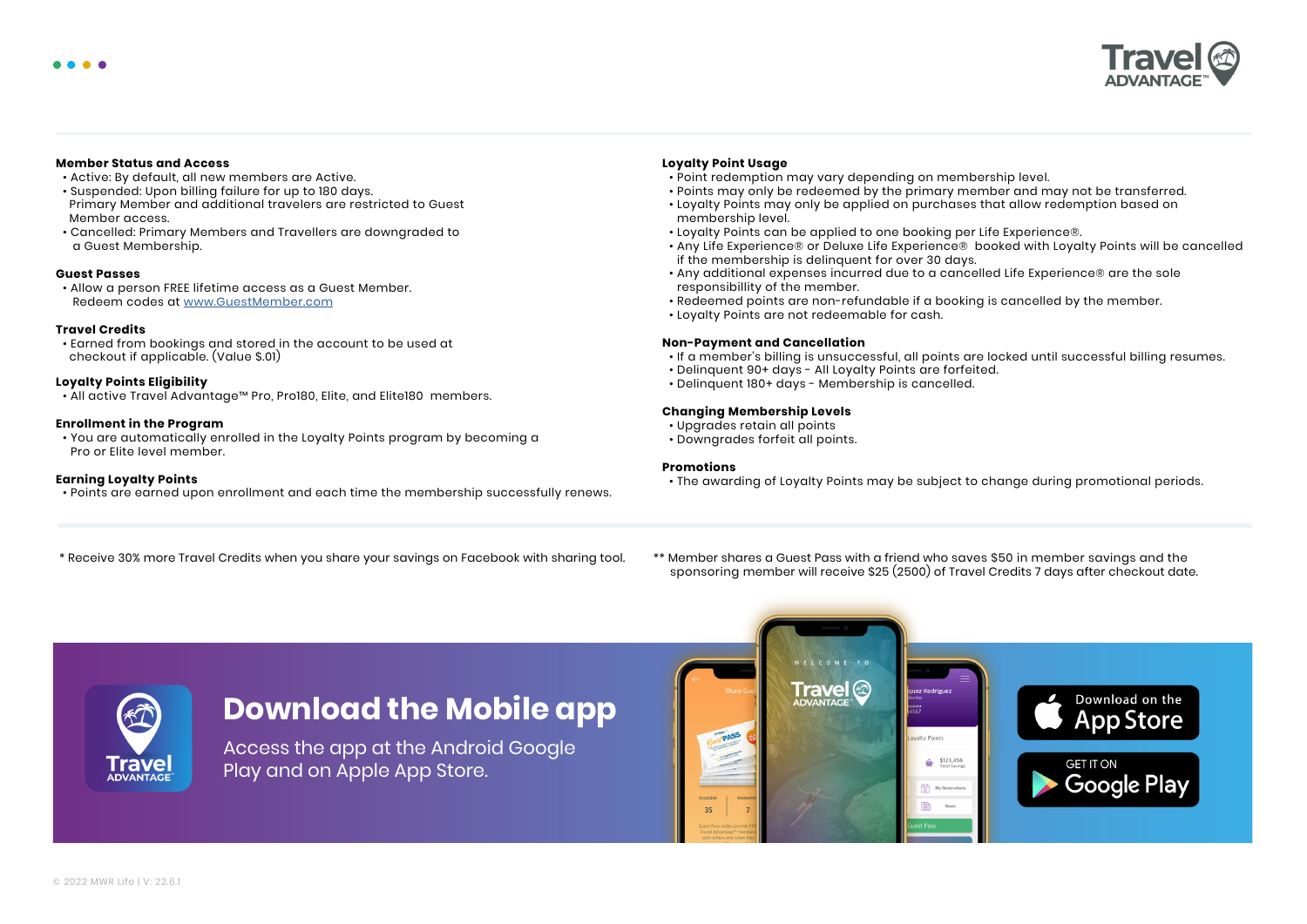## Member Status and Access

- Active: By default, all new members are Active.
- Suspended: Upon billing failure for up to 180 days. Primary Member and additional travelers are restricted to Guest Member access.
- Cancelled: Primary Members and Travellers are downgraded to a Guest Membership.

## Guest Passes

- Allow a person FREE lifetime access as a Guest Member. Redeem codes at www.GuestMember.com

## Travel Credits

- Earned from bookings and stored in the account to be used at checkout if applicable. (Value $.01)

## Loyalty Points Eligibility

- All active Travel Advantage™ Pro, Pro180, Elite, and Elite180 members.

## Enrollment in the Program

- You are automatically enrolled in the Loyalty Points program by becoming a Pro or Elite level member.

## Earning Loyalty Points

- Points are earned upon enrollment and each time the membership successfully renews.

## Loyalty Point Usage

- Point redemption may vary depending on membership level.
- Points may only be redeemed by the primary member and may not be transferred.
- Loyalty Points may only be applied on purchases that allow redemption based on membership level.
- Loyalty Points can be applied to one booking per Life Experience®.
- Any Life Experience® or Deluxe Life Experience® booked with Loyalty Points will be cancelled if the membership is delinquent for over 30 days.
- Any additional expenses incurred due to a cancelled Life Experience® are the sole responsibility of the member.
- Redeemed points are non-refundable if a booking is cancelled by the member.
- Loyalty Points are not redeemable for cash.

## Non-Payment and Cancellation

- If a member's billing is unsuccessful, all points are locked until successful billing resumes.
- Delinquent 90+ days - All Loyalty Points are forfeited.
- Delinquent 180+ days - Membership is cancelled.

## Changing Membership Levels

- Upgrades retain all points
- Downgrades forfeit all points.

## Promotions

- The awarding of Loyalty Points may be subject to change during promotional periods.

---

* Receive 30% more Travel Credits when you share your savings on Facebook with sharing tool.

** Member shares a Guest Pass with a friend who saves $50 in member savings and the sponsoring member will receive $25 (2500) of Travel Credits 7 days after checkout date.

## Download the Mobile app

Access the app at the Android Google Play and on Apple App Store.

Download on the App Store

GET IT ON Google Play

© 2022 MWR Life | V: 22.6.1